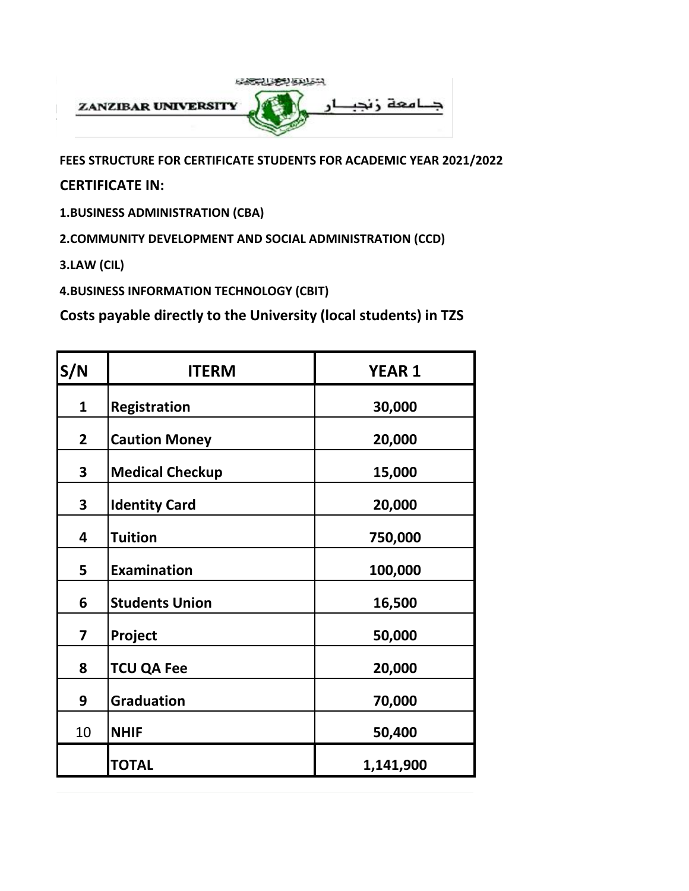ZANZIBAR UNIVERSITY جـــامعة زنجبـــار

**FEES STRUCTURE FOR CERTIFICATE STUDENTS FOR ACADEMIC YEAR 2021/2022**

## CERTIFICATE IN:

**1.BUSINESS ADMINISTRATION (CBA)**

**2.COMMUNITY DEVELOPMENT AND SOCIAL ADMINISTRATION (CCD)**

**3.LAW (CIL)**

**4.BUSINESS INFORMATION TECHNOLOGY (CBIT)**

## Costs payable directly to the University (local students) in TZS

| S/N | ITERM | YEAR 1 |
|---|---|---|
| 1 | Registration | 30,000 |
| 2 | Caution Money | 20,000 |
| 3 | Medical Checkup | 15,000 |
| 3 | Identity Card | 20,000 |
| 4 | Tuition | 750,000 |
| 5 | Examination | 100,000 |
| 6 | Students Union | 16,500 |
| 7 | Project | 50,000 |
| 8 | TCU QA Fee | 20,000 |
| 9 | Graduation | 70,000 |
| 10 | NHIF | 50,400 |
| | TOTAL | 1,141,900 |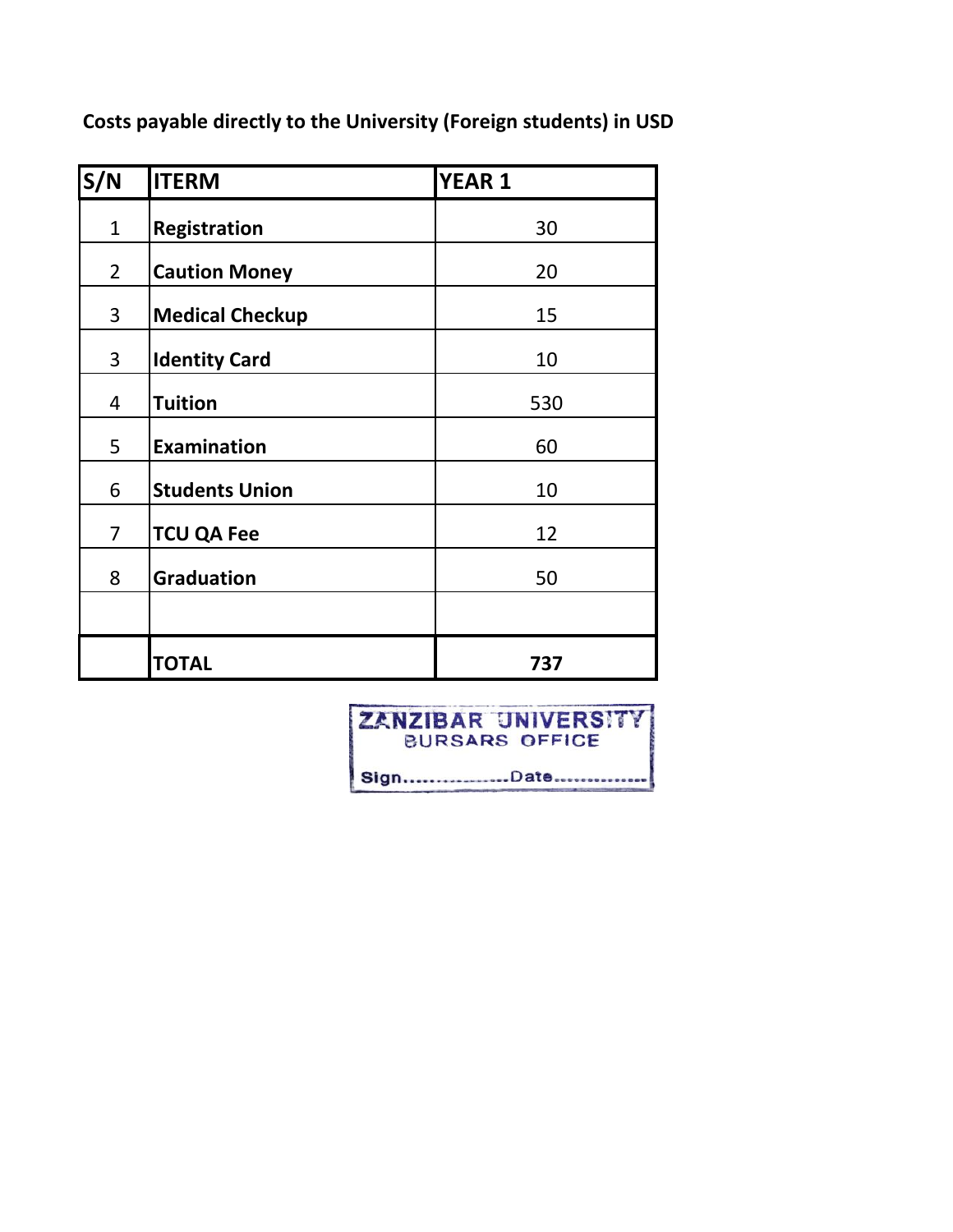**Costs payable directly to the University (Foreign students) in USD**

| S/N | ITERM | YEAR 1 |
|---|---|---|
| 1 | Registration | 30 |
| 2 | Caution Money | 20 |
| 3 | Medical Checkup | 15 |
| 3 | Identity Card | 10 |
| 4 | Tuition | 530 |
| 5 | Examination | 60 |
| 6 | Students Union | 10 |
| 7 | TCU QA Fee | 12 |
| 8 | Graduation | 50 |
| | | |
| | **TOTAL** | **737** |

ZANZIBAR UNIVERSITY
BURSARS OFFICE
Sign................Date...............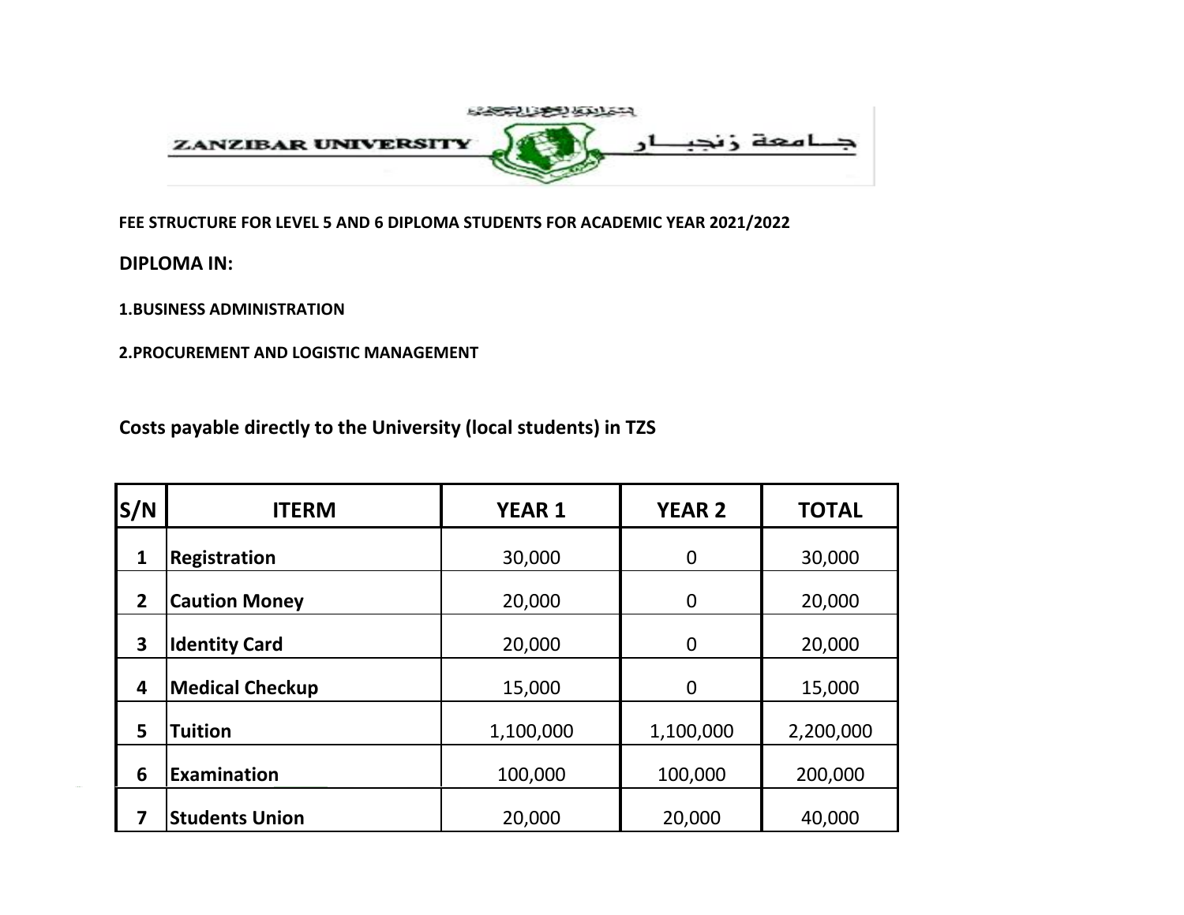ZANZIBAR UNIVERSITY جـــامعة زنجبـــار

**FEE STRUCTURE FOR LEVEL 5 AND 6 DIPLOMA STUDENTS FOR ACADEMIC YEAR 2021/2022**

**DIPLOMA IN:**

**1.BUSINESS ADMINISTRATION**

**2.PROCUREMENT AND LOGISTIC MANAGEMENT**

**Costs payable directly to the University (local students) in TZS**

| S/N | ITERM | YEAR 1 | YEAR 2 | TOTAL |
|---|---|---|---|---|
| 1 | Registration | 30,000 | 0 | 30,000 |
| 2 | Caution Money | 20,000 | 0 | 20,000 |
| 3 | Identity Card | 20,000 | 0 | 20,000 |
| 4 | Medical Checkup | 15,000 | 0 | 15,000 |
| 5 | Tuition | 1,100,000 | 1,100,000 | 2,200,000 |
| 6 | Examination | 100,000 | 100,000 | 200,000 |
| 7 | Students Union | 20,000 | 20,000 | 40,000 |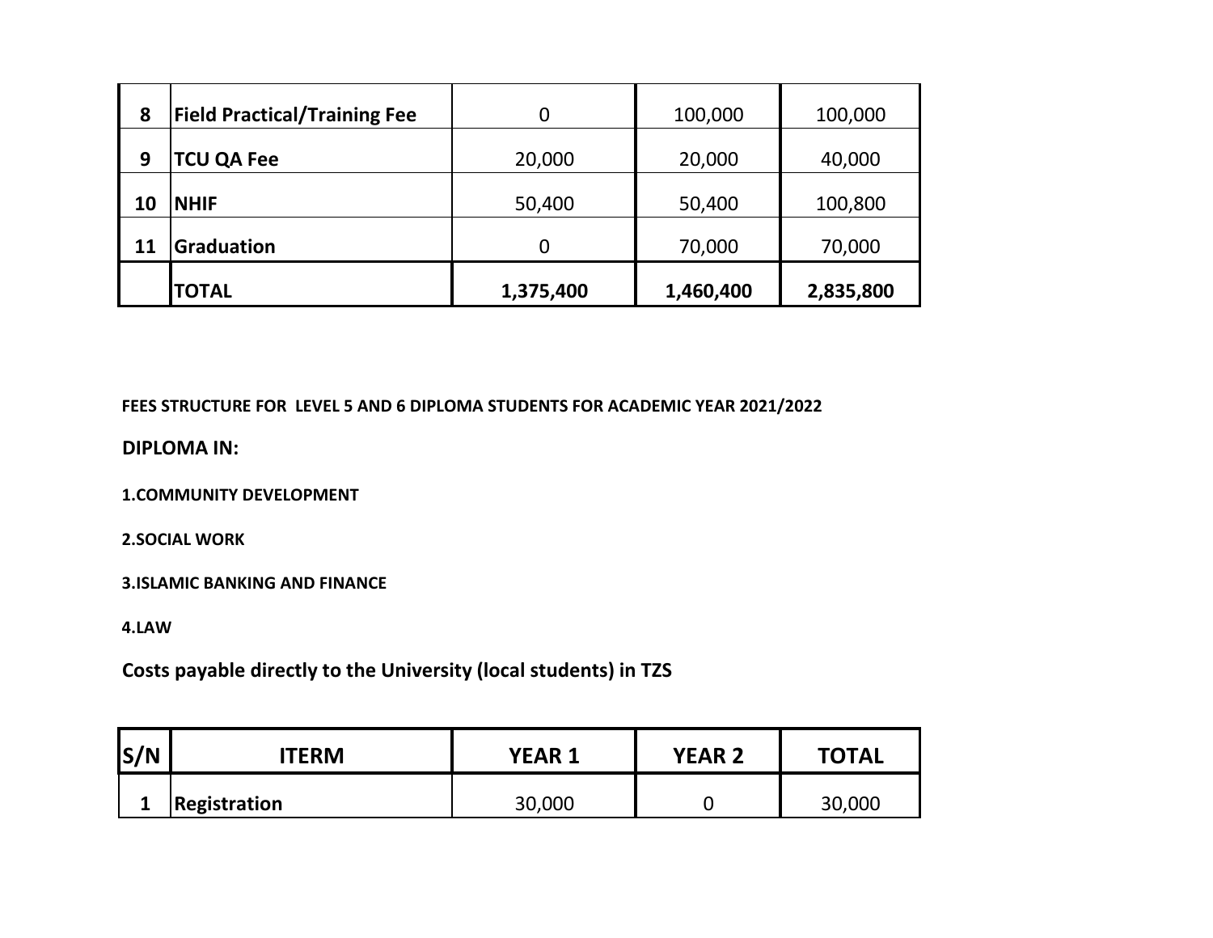| | | | | |
|---|---|---|---|---|
| 8 | **Field Practical/Training Fee** | 0 | 100,000 | 100,000 |
| 9 | **TCU QA Fee** | 20,000 | 20,000 | 40,000 |
| 10 | **NHIF** | 50,400 | 50,400 | 100,800 |
| 11 | **Graduation** | 0 | 70,000 | 70,000 |
| | **TOTAL** | **1,375,400** | **1,460,400** | **2,835,800** |

**FEES STRUCTURE FOR LEVEL 5 AND 6 DIPLOMA STUDENTS FOR ACADEMIC YEAR 2021/2022**

**DIPLOMA IN:**

**1.COMMUNITY DEVELOPMENT**

**2.SOCIAL WORK**

**3.ISLAMIC BANKING AND FINANCE**

**4.LAW**

**Costs payable directly to the University (local students) in TZS**

| S/N | ITERM | YEAR 1 | YEAR 2 | TOTAL |
|---|---|---|---|---|
| 1 | **Registration** | 30,000 | 0 | 30,000 |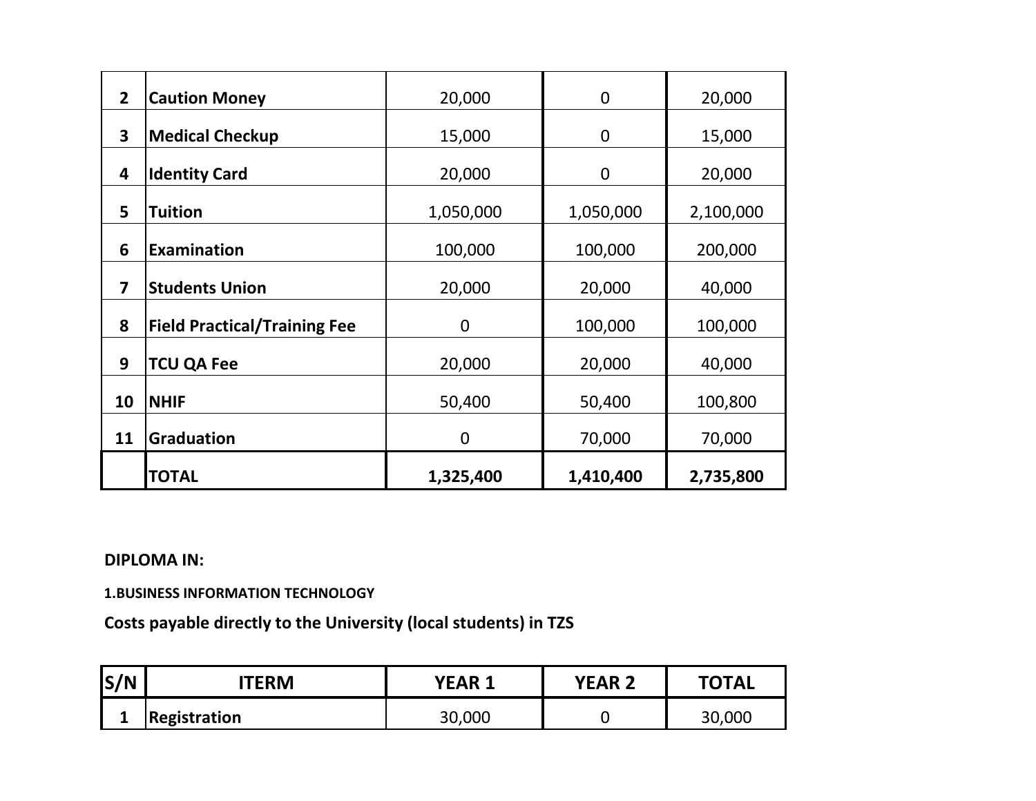| | | | | |
|---|---|---|---|---|
| 2 | **Caution Money** | 20,000 | 0 | 20,000 |
| 3 | **Medical Checkup** | 15,000 | 0 | 15,000 |
| 4 | **Identity Card** | 20,000 | 0 | 20,000 |
| 5 | **Tuition** | 1,050,000 | 1,050,000 | 2,100,000 |
| 6 | **Examination** | 100,000 | 100,000 | 200,000 |
| 7 | **Students Union** | 20,000 | 20,000 | 40,000 |
| 8 | **Field Practical/Training Fee** | 0 | 100,000 | 100,000 |
| 9 | **TCU QA Fee** | 20,000 | 20,000 | 40,000 |
| 10 | **NHIF** | 50,400 | 50,400 | 100,800 |
| 11 | **Graduation** | 0 | 70,000 | 70,000 |
| | **TOTAL** | **1,325,400** | **1,410,400** | **2,735,800** |

**DIPLOMA IN:**

**1.BUSINESS INFORMATION TECHNOLOGY**

**Costs payable directly to the University (local students) in TZS**

| S/N | ITERM | YEAR 1 | YEAR 2 | TOTAL |
|---|---|---|---|---|
| 1 | **Registration** | 30,000 | 0 | 30,000 |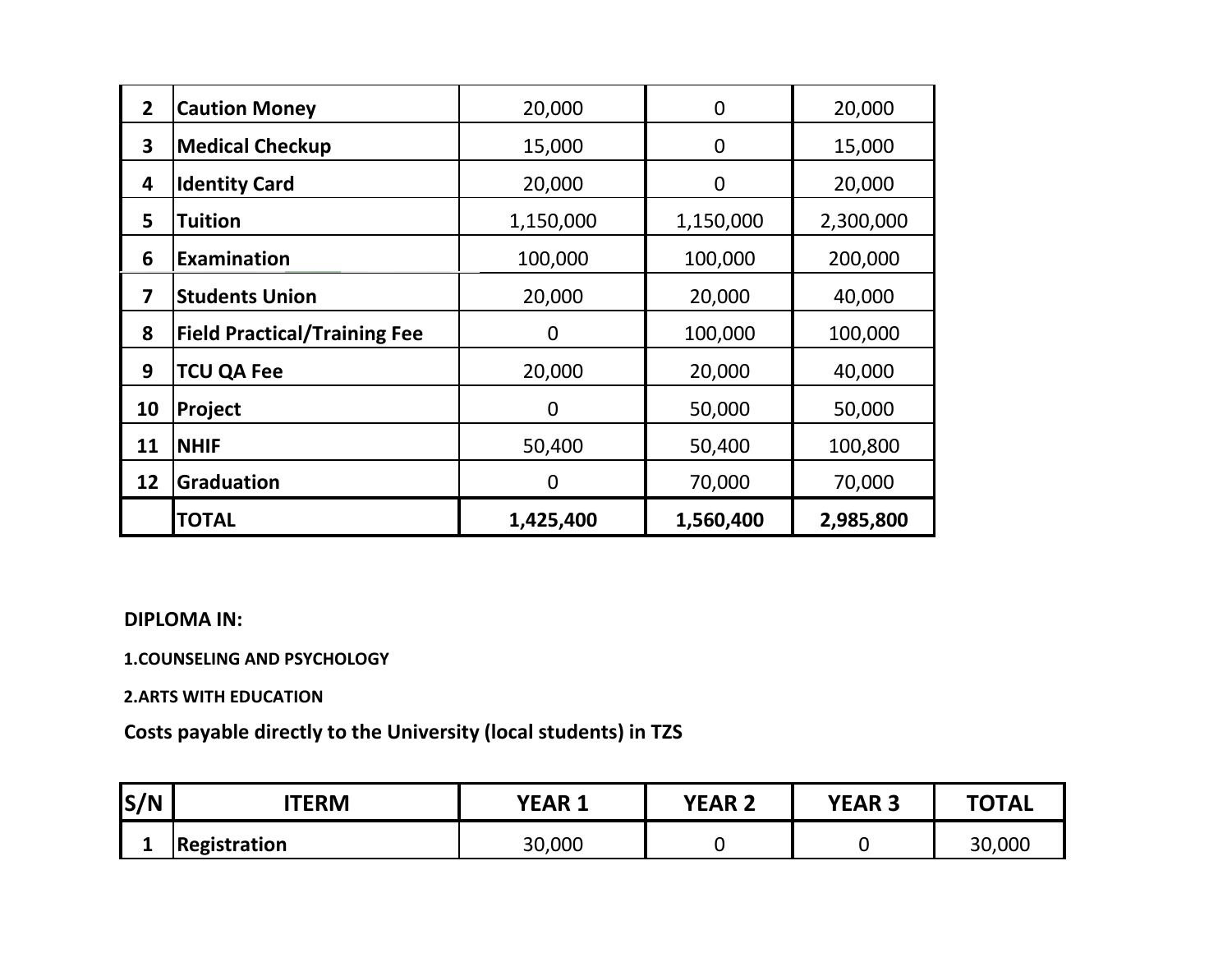| | | | | |
|---|---|---|---|---|
| 2 | Caution Money | 20,000 | 0 | 20,000 |
| 3 | Medical Checkup | 15,000 | 0 | 15,000 |
| 4 | Identity Card | 20,000 | 0 | 20,000 |
| 5 | Tuition | 1,150,000 | 1,150,000 | 2,300,000 |
| 6 | Examination | 100,000 | 100,000 | 200,000 |
| 7 | Students Union | 20,000 | 20,000 | 40,000 |
| 8 | Field Practical/Training Fee | 0 | 100,000 | 100,000 |
| 9 | TCU QA Fee | 20,000 | 20,000 | 40,000 |
| 10 | Project | 0 | 50,000 | 50,000 |
| 11 | NHIF | 50,400 | 50,400 | 100,800 |
| 12 | Graduation | 0 | 70,000 | 70,000 |
| | **TOTAL** | **1,425,400** | **1,560,400** | **2,985,800** |

**DIPLOMA IN:**

**1.COUNSELING AND PSYCHOLOGY**

**2.ARTS WITH EDUCATION**

**Costs payable directly to the University (local students) in TZS**

| S/N | ITERM | YEAR 1 | YEAR 2 | YEAR 3 | TOTAL |
|---|---|---|---|---|---|
| 1 | Registration | 30,000 | 0 | 0 | 30,000 |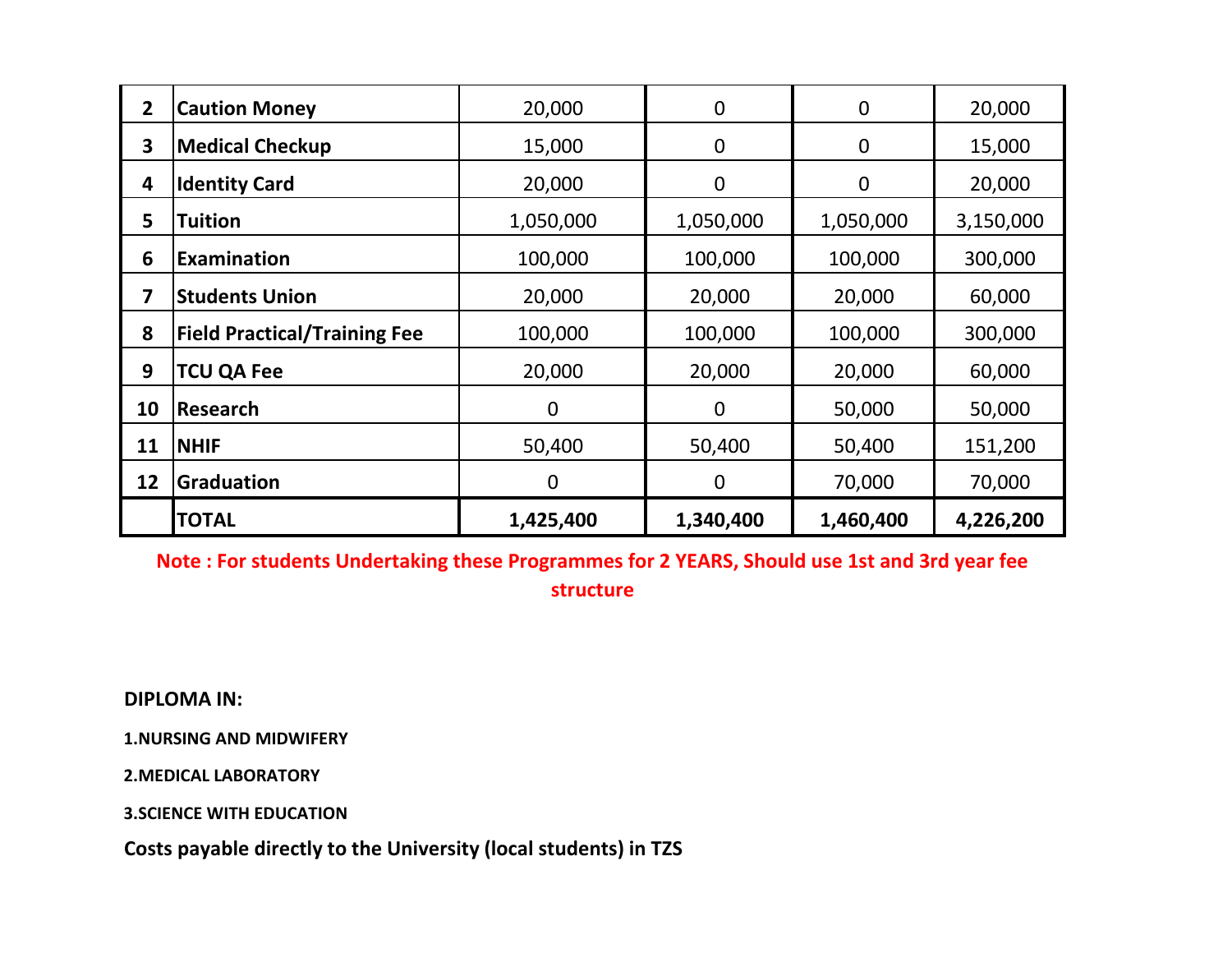| | | | | | |
|---|---|---|---|---|---|
| 2 | **Caution Money** | 20,000 | 0 | 0 | 20,000 |
| 3 | **Medical Checkup** | 15,000 | 0 | 0 | 15,000 |
| 4 | **Identity Card** | 20,000 | 0 | 0 | 20,000 |
| 5 | **Tuition** | 1,050,000 | 1,050,000 | 1,050,000 | 3,150,000 |
| 6 | **Examination** | 100,000 | 100,000 | 100,000 | 300,000 |
| 7 | **Students Union** | 20,000 | 20,000 | 20,000 | 60,000 |
| 8 | **Field Practical/Training Fee** | 100,000 | 100,000 | 100,000 | 300,000 |
| 9 | **TCU QA Fee** | 20,000 | 20,000 | 20,000 | 60,000 |
| 10 | **Research** | 0 | 0 | 50,000 | 50,000 |
| 11 | **NHIF** | 50,400 | 50,400 | 50,400 | 151,200 |
| 12 | **Graduation** | 0 | 0 | 70,000 | 70,000 |
| | **TOTAL** | **1,425,400** | **1,340,400** | **1,460,400** | **4,226,200** |

**Note : For students Undertaking these Programmes for 2 YEARS, Should use 1st and 3rd year fee structure**

**DIPLOMA IN:**

**1.NURSING AND MIDWIFERY**

**2.MEDICAL LABORATORY**

**3.SCIENCE WITH EDUCATION**

**Costs payable directly to the University (local students) in TZS**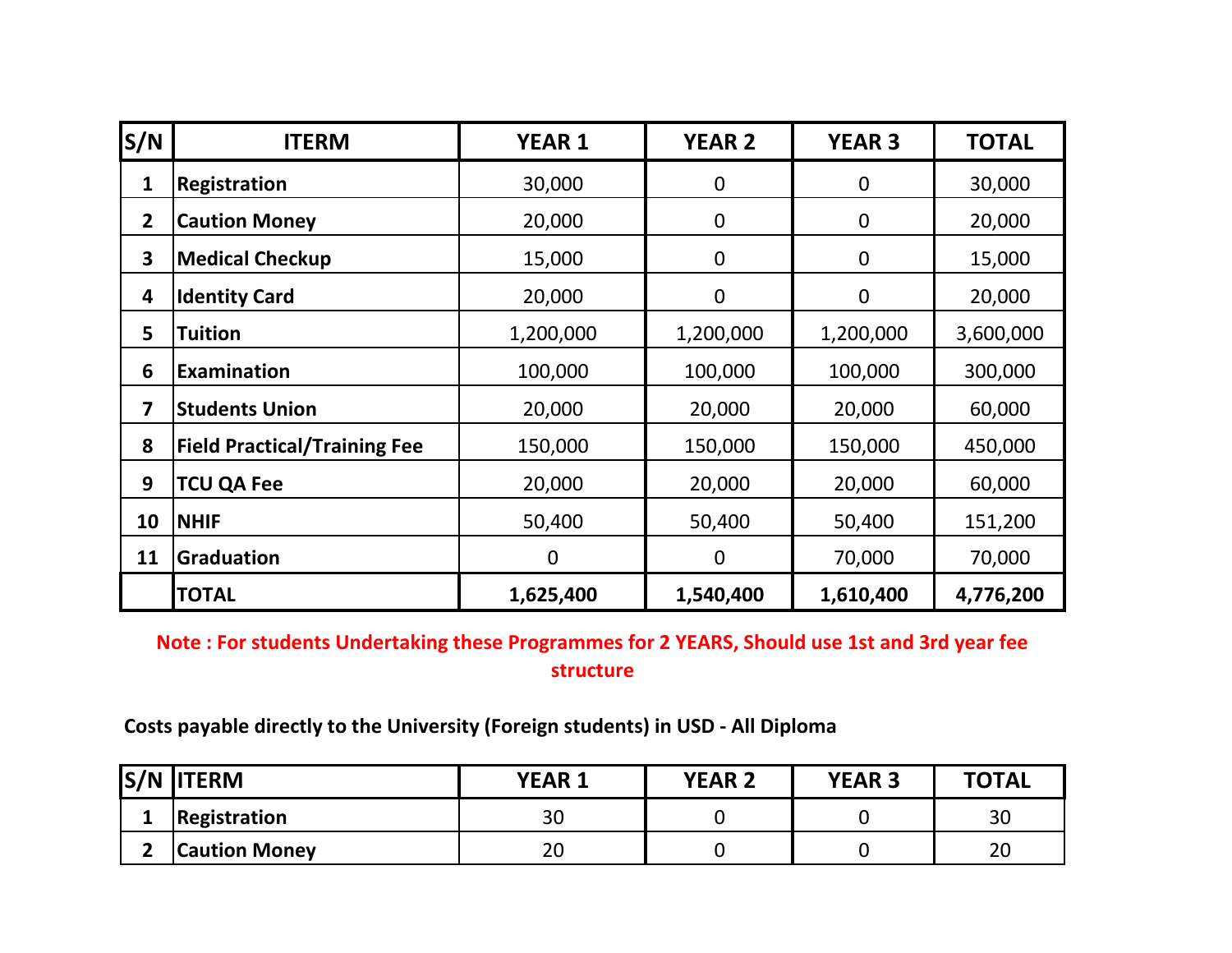| S/N | ITERM | YEAR 1 | YEAR 2 | YEAR 3 | TOTAL |
|---|---|---|---|---|---|
| 1 | Registration | 30,000 | 0 | 0 | 30,000 |
| 2 | Caution Money | 20,000 | 0 | 0 | 20,000 |
| 3 | Medical Checkup | 15,000 | 0 | 0 | 15,000 |
| 4 | Identity Card | 20,000 | 0 | 0 | 20,000 |
| 5 | Tuition | 1,200,000 | 1,200,000 | 1,200,000 | 3,600,000 |
| 6 | Examination | 100,000 | 100,000 | 100,000 | 300,000 |
| 7 | Students Union | 20,000 | 20,000 | 20,000 | 60,000 |
| 8 | Field Practical/Training Fee | 150,000 | 150,000 | 150,000 | 450,000 |
| 9 | TCU QA Fee | 20,000 | 20,000 | 20,000 | 60,000 |
| 10 | NHIF | 50,400 | 50,400 | 50,400 | 151,200 |
| 11 | Graduation | 0 | 0 | 70,000 | 70,000 |
| | **TOTAL** | **1,625,400** | **1,540,400** | **1,610,400** | **4,776,200** |

**Note : For students Undertaking these Programmes for 2 YEARS, Should use 1st and 3rd year fee structure**

**Costs payable directly to the University (Foreign students) in USD - All Diploma**

| S/N | ITERM | YEAR 1 | YEAR 2 | YEAR 3 | TOTAL |
|---|---|---|---|---|---|
| 1 | Registration | 30 | 0 | 0 | 30 |
| 2 | Caution Money | 20 | 0 | 0 | 20 |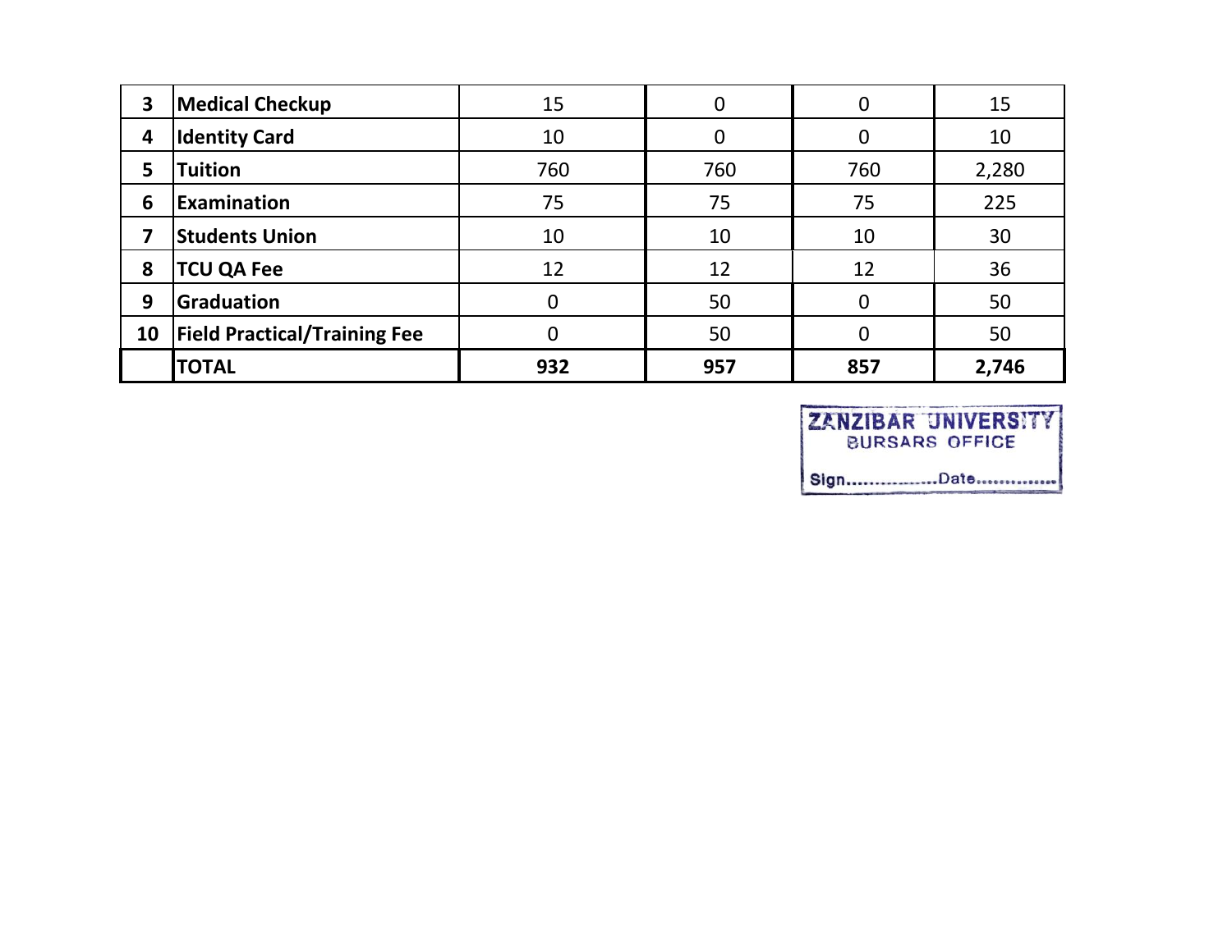| | | | | | |
|---|---|---|---|---|---|
| 3 | **Medical Checkup** | 15 | 0 | 0 | 15 |
| 4 | **Identity Card** | 10 | 0 | 0 | 10 |
| 5 | **Tuition** | 760 | 760 | 760 | 2,280 |
| 6 | **Examination** | 75 | 75 | 75 | 225 |
| 7 | **Students Union** | 10 | 10 | 10 | 30 |
| 8 | **TCU QA Fee** | 12 | 12 | 12 | 36 |
| 9 | **Graduation** | 0 | 50 | 0 | 50 |
| 10 | **Field Practical/Training Fee** | 0 | 50 | 0 | 50 |
| | **TOTAL** | **932** | **957** | **857** | **2,746** |

ZANZIBAR UNIVERSITY
BURSARS OFFICE
Sign................Date...............